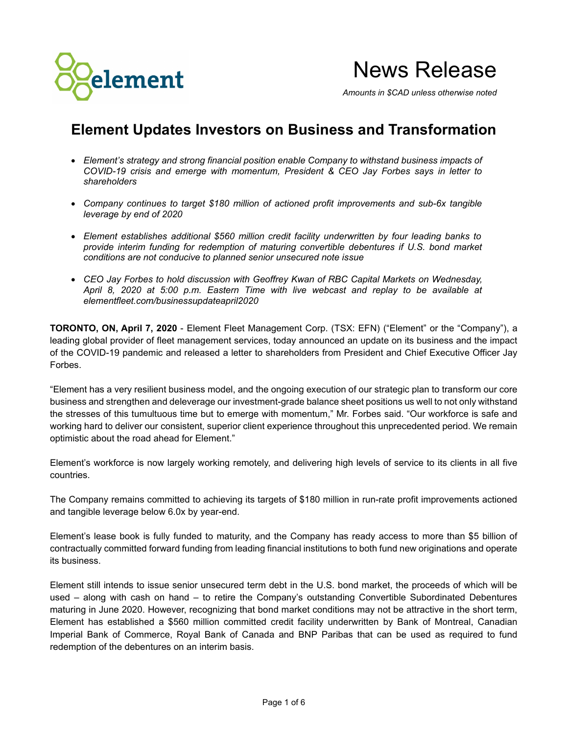# News Release

*Amounts in $CAD unless otherwise noted*

## Element Updates Investors on Business and Transformation

- *Element's strategy and strong financial position enable Company to withstand business impacts of COVID-19 crisis and emerge with momentum, President & CEO Jay Forbes says in letter to shareholders*
- *Company continues to target $180 million of actioned profit improvements and sub-6x tangible leverage by end of 2020*
- *Element establishes additional $560 million credit facility underwritten by four leading banks to provide interim funding for redemption of maturing convertible debentures if U.S. bond market conditions are not conducive to planned senior unsecured note issue*
- *CEO Jay Forbes to hold discussion with Geoffrey Kwan of RBC Capital Markets on Wednesday, April 8, 2020 at 5:00 p.m. Eastern Time with live webcast and replay to be available at elementfleet.com/businessupdateapril2020*

**TORONTO, ON, April 7, 2020** - Element Fleet Management Corp. (TSX: EFN) ("Element" or the "Company"), a leading global provider of fleet management services, today announced an update on its business and the impact of the COVID-19 pandemic and released a letter to shareholders from President and Chief Executive Officer Jay Forbes.

"Element has a very resilient business model, and the ongoing execution of our strategic plan to transform our core business and strengthen and deleverage our investment-grade balance sheet positions us well to not only withstand the stresses of this tumultuous time but to emerge with momentum," Mr. Forbes said. "Our workforce is safe and working hard to deliver our consistent, superior client experience throughout this unprecedented period. We remain optimistic about the road ahead for Element."

Element's workforce is now largely working remotely, and delivering high levels of service to its clients in all five countries.

The Company remains committed to achieving its targets of $180 million in run-rate profit improvements actioned and tangible leverage below 6.0x by year-end.

Element's lease book is fully funded to maturity, and the Company has ready access to more than $5 billion of contractually committed forward funding from leading financial institutions to both fund new originations and operate its business.

Element still intends to issue senior unsecured term debt in the U.S. bond market, the proceeds of which will be used – along with cash on hand – to retire the Company's outstanding Convertible Subordinated Debentures maturing in June 2020. However, recognizing that bond market conditions may not be attractive in the short term, Element has established a $560 million committed credit facility underwritten by Bank of Montreal, Canadian Imperial Bank of Commerce, Royal Bank of Canada and BNP Paribas that can be used as required to fund redemption of the debentures on an interim basis.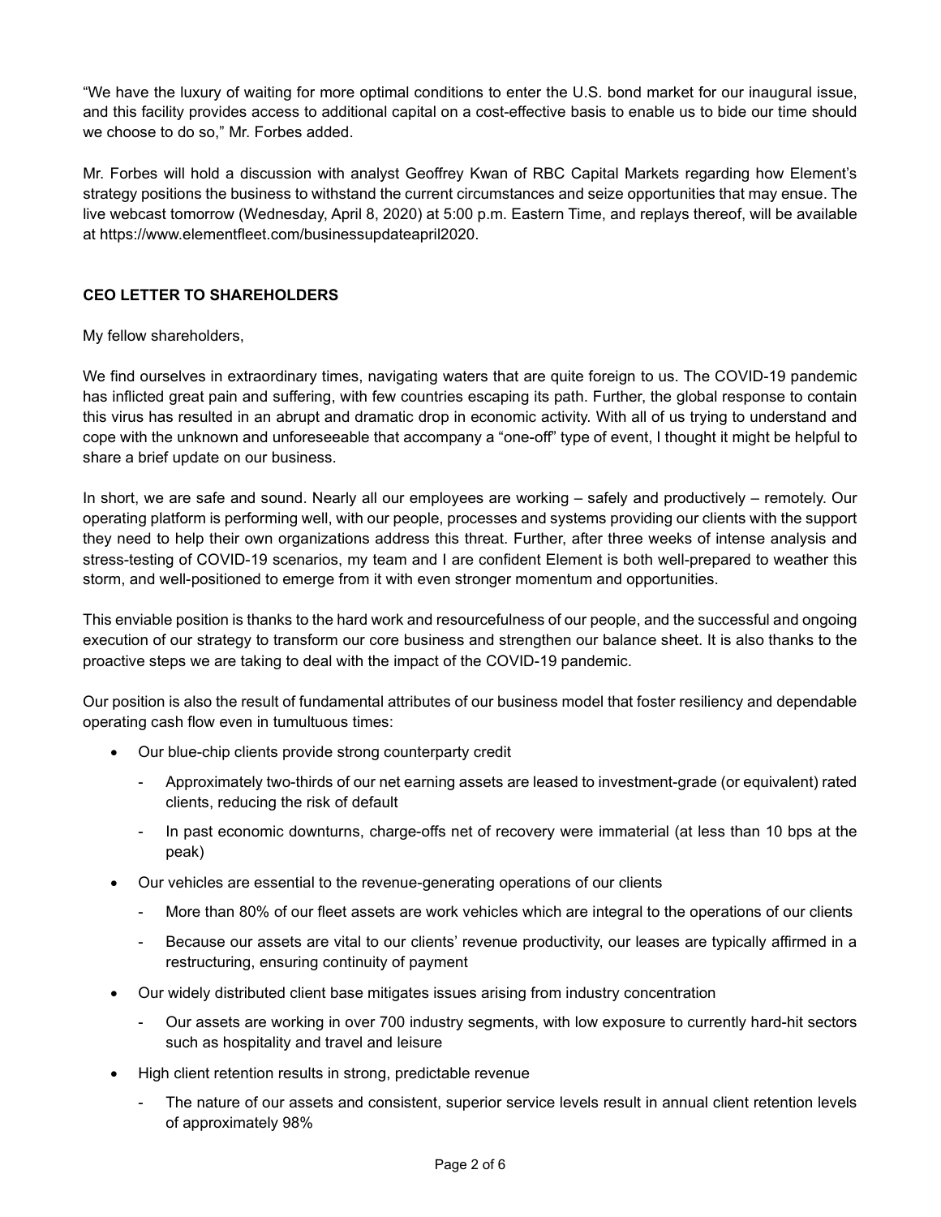"We have the luxury of waiting for more optimal conditions to enter the U.S. bond market for our inaugural issue, and this facility provides access to additional capital on a cost-effective basis to enable us to bide our time should we choose to do so," Mr. Forbes added.

Mr. Forbes will hold a discussion with analyst Geoffrey Kwan of RBC Capital Markets regarding how Element's strategy positions the business to withstand the current circumstances and seize opportunities that may ensue. The live webcast tomorrow (Wednesday, April 8, 2020) at 5:00 p.m. Eastern Time, and replays thereof, will be available at https://www.elementfleet.com/businessupdateapril2020.

## CEO LETTER TO SHAREHOLDERS

My fellow shareholders,

We find ourselves in extraordinary times, navigating waters that are quite foreign to us. The COVID-19 pandemic has inflicted great pain and suffering, with few countries escaping its path. Further, the global response to contain this virus has resulted in an abrupt and dramatic drop in economic activity. With all of us trying to understand and cope with the unknown and unforeseeable that accompany a "one-off" type of event, I thought it might be helpful to share a brief update on our business.

In short, we are safe and sound. Nearly all our employees are working – safely and productively – remotely. Our operating platform is performing well, with our people, processes and systems providing our clients with the support they need to help their own organizations address this threat. Further, after three weeks of intense analysis and stress-testing of COVID-19 scenarios, my team and I are confident Element is both well-prepared to weather this storm, and well-positioned to emerge from it with even stronger momentum and opportunities.

This enviable position is thanks to the hard work and resourcefulness of our people, and the successful and ongoing execution of our strategy to transform our core business and strengthen our balance sheet. It is also thanks to the proactive steps we are taking to deal with the impact of the COVID-19 pandemic.

Our position is also the result of fundamental attributes of our business model that foster resiliency and dependable operating cash flow even in tumultuous times:

- Our blue-chip clients provide strong counterparty credit
  - Approximately two-thirds of our net earning assets are leased to investment-grade (or equivalent) rated clients, reducing the risk of default
  - In past economic downturns, charge-offs net of recovery were immaterial (at less than 10 bps at the peak)
- Our vehicles are essential to the revenue-generating operations of our clients
  - More than 80% of our fleet assets are work vehicles which are integral to the operations of our clients
  - Because our assets are vital to our clients' revenue productivity, our leases are typically affirmed in a restructuring, ensuring continuity of payment
- Our widely distributed client base mitigates issues arising from industry concentration
  - Our assets are working in over 700 industry segments, with low exposure to currently hard-hit sectors such as hospitality and travel and leisure
- High client retention results in strong, predictable revenue
  - The nature of our assets and consistent, superior service levels result in annual client retention levels of approximately 98%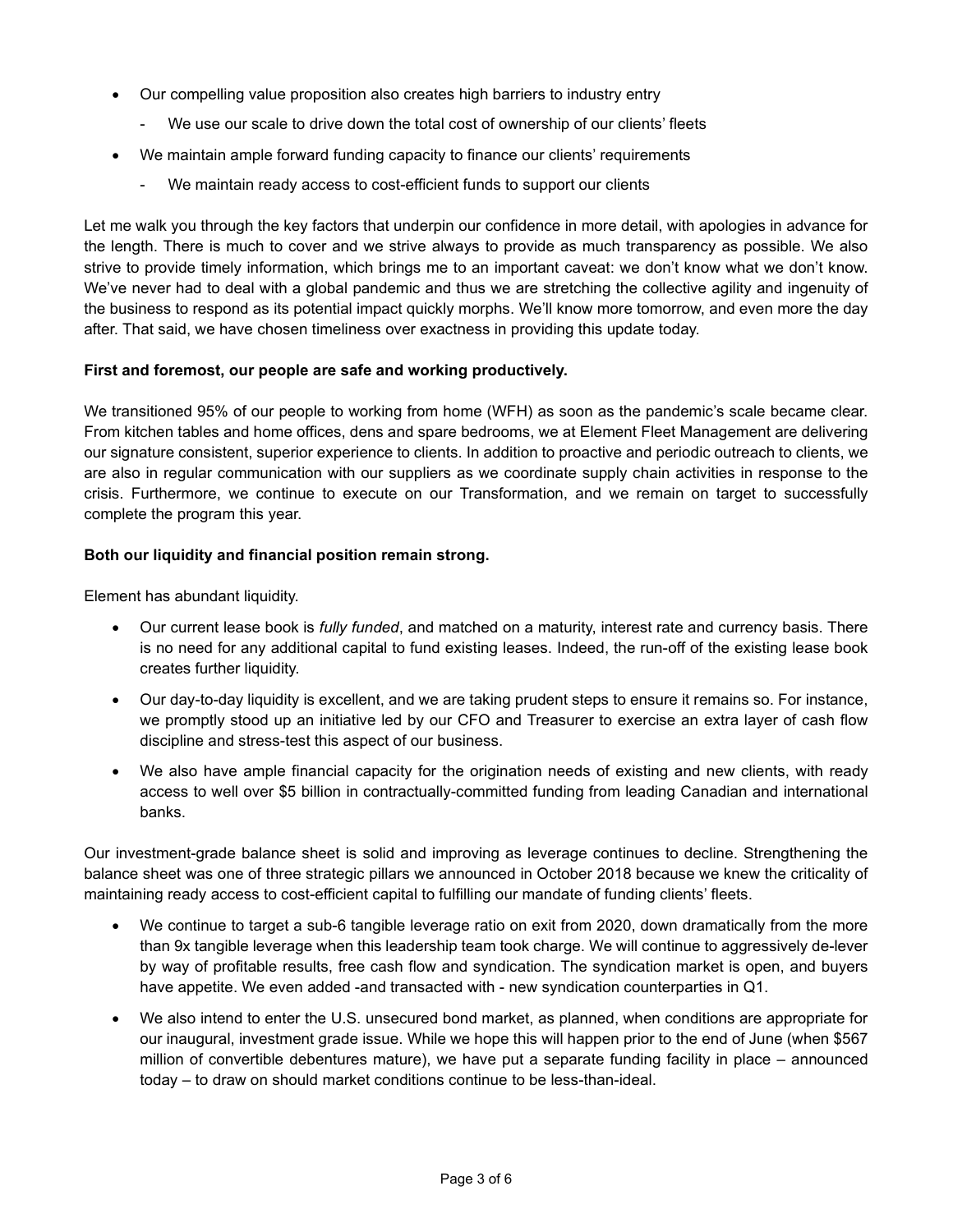- Our compelling value proposition also creates high barriers to industry entry
  - We use our scale to drive down the total cost of ownership of our clients' fleets
- We maintain ample forward funding capacity to finance our clients' requirements
  - We maintain ready access to cost-efficient funds to support our clients

Let me walk you through the key factors that underpin our confidence in more detail, with apologies in advance for the length. There is much to cover and we strive always to provide as much transparency as possible. We also strive to provide timely information, which brings me to an important caveat: we don't know what we don't know. We've never had to deal with a global pandemic and thus we are stretching the collective agility and ingenuity of the business to respond as its potential impact quickly morphs. We'll know more tomorrow, and even more the day after. That said, we have chosen timeliness over exactness in providing this update today.

**First and foremost, our people are safe and working productively.**

We transitioned 95% of our people to working from home (WFH) as soon as the pandemic's scale became clear. From kitchen tables and home offices, dens and spare bedrooms, we at Element Fleet Management are delivering our signature consistent, superior experience to clients. In addition to proactive and periodic outreach to clients, we are also in regular communication with our suppliers as we coordinate supply chain activities in response to the crisis. Furthermore, we continue to execute on our Transformation, and we remain on target to successfully complete the program this year.

**Both our liquidity and financial position remain strong.**

Element has abundant liquidity.

- Our current lease book is *fully funded*, and matched on a maturity, interest rate and currency basis. There is no need for any additional capital to fund existing leases. Indeed, the run-off of the existing lease book creates further liquidity.
- Our day-to-day liquidity is excellent, and we are taking prudent steps to ensure it remains so. For instance, we promptly stood up an initiative led by our CFO and Treasurer to exercise an extra layer of cash flow discipline and stress-test this aspect of our business.
- We also have ample financial capacity for the origination needs of existing and new clients, with ready access to well over $5 billion in contractually-committed funding from leading Canadian and international banks.

Our investment-grade balance sheet is solid and improving as leverage continues to decline. Strengthening the balance sheet was one of three strategic pillars we announced in October 2018 because we knew the criticality of maintaining ready access to cost-efficient capital to fulfilling our mandate of funding clients' fleets.

- We continue to target a sub-6 tangible leverage ratio on exit from 2020, down dramatically from the more than 9x tangible leverage when this leadership team took charge. We will continue to aggressively de-lever by way of profitable results, free cash flow and syndication. The syndication market is open, and buyers have appetite. We even added -and transacted with - new syndication counterparties in Q1.
- We also intend to enter the U.S. unsecured bond market, as planned, when conditions are appropriate for our inaugural, investment grade issue. While we hope this will happen prior to the end of June (when $567 million of convertible debentures mature), we have put a separate funding facility in place – announced today – to draw on should market conditions continue to be less-than-ideal.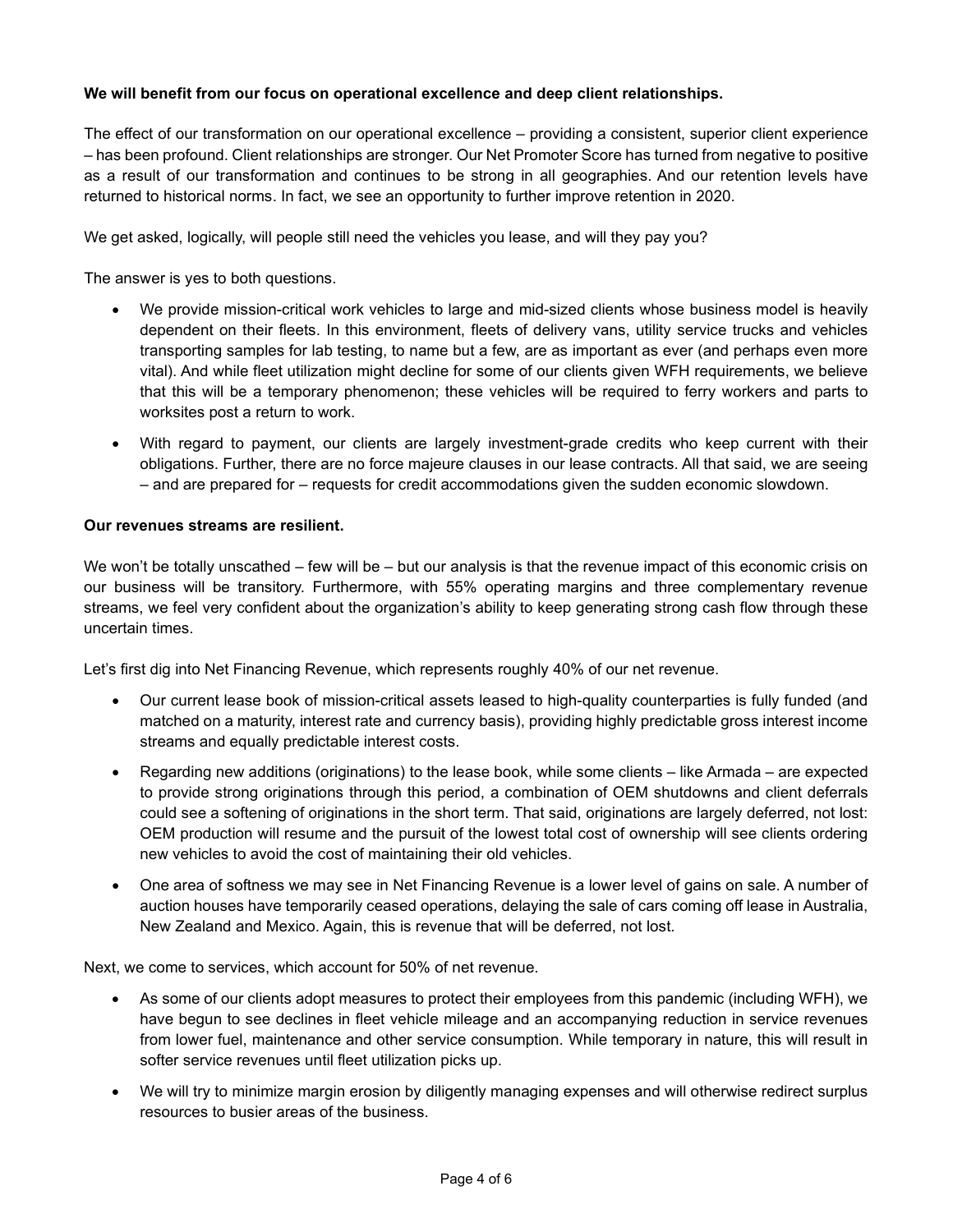**We will benefit from our focus on operational excellence and deep client relationships.**

The effect of our transformation on our operational excellence – providing a consistent, superior client experience – has been profound. Client relationships are stronger. Our Net Promoter Score has turned from negative to positive as a result of our transformation and continues to be strong in all geographies. And our retention levels have returned to historical norms. In fact, we see an opportunity to further improve retention in 2020.

We get asked, logically, will people still need the vehicles you lease, and will they pay you?

The answer is yes to both questions.

- We provide mission-critical work vehicles to large and mid-sized clients whose business model is heavily dependent on their fleets. In this environment, fleets of delivery vans, utility service trucks and vehicles transporting samples for lab testing, to name but a few, are as important as ever (and perhaps even more vital). And while fleet utilization might decline for some of our clients given WFH requirements, we believe that this will be a temporary phenomenon; these vehicles will be required to ferry workers and parts to worksites post a return to work.
- With regard to payment, our clients are largely investment-grade credits who keep current with their obligations. Further, there are no force majeure clauses in our lease contracts. All that said, we are seeing – and are prepared for – requests for credit accommodations given the sudden economic slowdown.

**Our revenues streams are resilient.**

We won't be totally unscathed – few will be – but our analysis is that the revenue impact of this economic crisis on our business will be transitory. Furthermore, with 55% operating margins and three complementary revenue streams, we feel very confident about the organization's ability to keep generating strong cash flow through these uncertain times.

Let's first dig into Net Financing Revenue, which represents roughly 40% of our net revenue.

- Our current lease book of mission-critical assets leased to high-quality counterparties is fully funded (and matched on a maturity, interest rate and currency basis), providing highly predictable gross interest income streams and equally predictable interest costs.
- Regarding new additions (originations) to the lease book, while some clients – like Armada – are expected to provide strong originations through this period, a combination of OEM shutdowns and client deferrals could see a softening of originations in the short term. That said, originations are largely deferred, not lost: OEM production will resume and the pursuit of the lowest total cost of ownership will see clients ordering new vehicles to avoid the cost of maintaining their old vehicles.
- One area of softness we may see in Net Financing Revenue is a lower level of gains on sale. A number of auction houses have temporarily ceased operations, delaying the sale of cars coming off lease in Australia, New Zealand and Mexico. Again, this is revenue that will be deferred, not lost.

Next, we come to services, which account for 50% of net revenue.

- As some of our clients adopt measures to protect their employees from this pandemic (including WFH), we have begun to see declines in fleet vehicle mileage and an accompanying reduction in service revenues from lower fuel, maintenance and other service consumption. While temporary in nature, this will result in softer service revenues until fleet utilization picks up.
- We will try to minimize margin erosion by diligently managing expenses and will otherwise redirect surplus resources to busier areas of the business.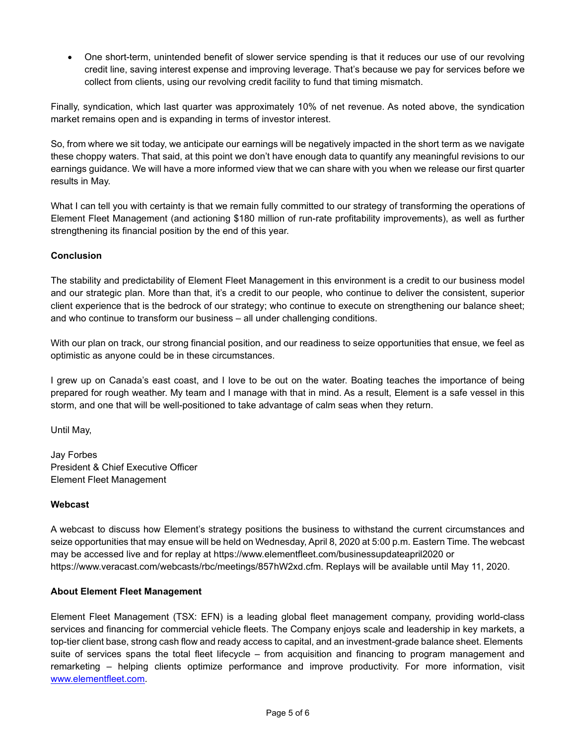- One short-term, unintended benefit of slower service spending is that it reduces our use of our revolving credit line, saving interest expense and improving leverage. That's because we pay for services before we collect from clients, using our revolving credit facility to fund that timing mismatch.

Finally, syndication, which last quarter was approximately 10% of net revenue. As noted above, the syndication market remains open and is expanding in terms of investor interest.

So, from where we sit today, we anticipate our earnings will be negatively impacted in the short term as we navigate these choppy waters. That said, at this point we don't have enough data to quantify any meaningful revisions to our earnings guidance. We will have a more informed view that we can share with you when we release our first quarter results in May.

What I can tell you with certainty is that we remain fully committed to our strategy of transforming the operations of Element Fleet Management (and actioning $180 million of run-rate profitability improvements), as well as further strengthening its financial position by the end of this year.

**Conclusion**

The stability and predictability of Element Fleet Management in this environment is a credit to our business model and our strategic plan. More than that, it's a credit to our people, who continue to deliver the consistent, superior client experience that is the bedrock of our strategy; who continue to execute on strengthening our balance sheet; and who continue to transform our business – all under challenging conditions.

With our plan on track, our strong financial position, and our readiness to seize opportunities that ensue, we feel as optimistic as anyone could be in these circumstances.

I grew up on Canada's east coast, and I love to be out on the water. Boating teaches the importance of being prepared for rough weather. My team and I manage with that in mind. As a result, Element is a safe vessel in this storm, and one that will be well-positioned to take advantage of calm seas when they return.

Until May,

Jay Forbes
President & Chief Executive Officer
Element Fleet Management

**Webcast**

A webcast to discuss how Element's strategy positions the business to withstand the current circumstances and seize opportunities that may ensue will be held on Wednesday, April 8, 2020 at 5:00 p.m. Eastern Time. The webcast may be accessed live and for replay at https://www.elementfleet.com/businessupdateapril2020 or https://www.veracast.com/webcasts/rbc/meetings/857hW2xd.cfm. Replays will be available until May 11, 2020.

**About Element Fleet Management**

Element Fleet Management (TSX: EFN) is a leading global fleet management company, providing world-class services and financing for commercial vehicle fleets. The Company enjoys scale and leadership in key markets, a top-tier client base, strong cash flow and ready access to capital, and an investment-grade balance sheet. Elements suite of services spans the total fleet lifecycle – from acquisition and financing to program management and remarketing – helping clients optimize performance and improve productivity. For more information, visit [www.elementfleet.com](www.elementfleet.com).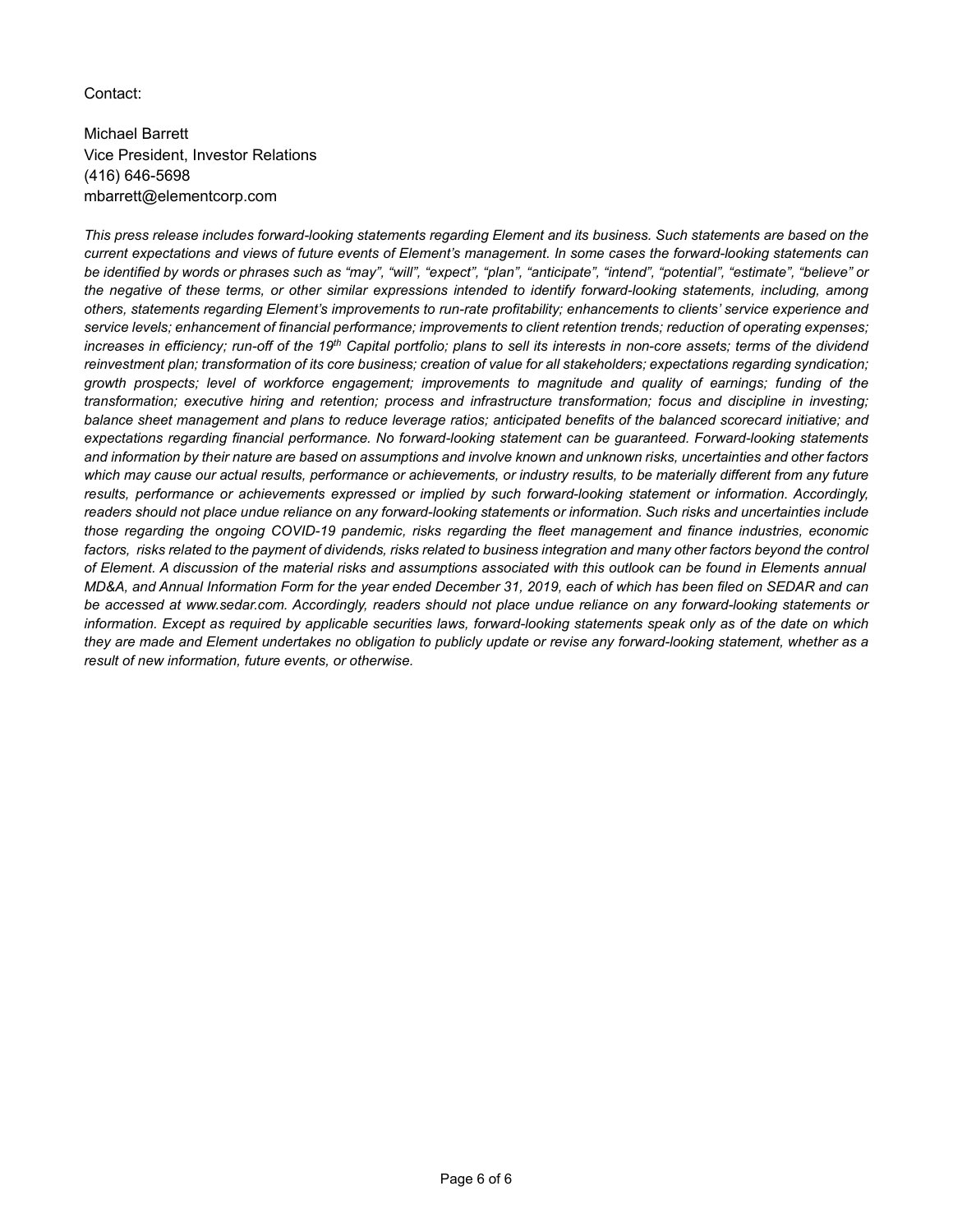Contact:

Michael Barrett
Vice President, Investor Relations
(416) 646-5698
mbarrett@elementcorp.com

*This press release includes forward-looking statements regarding Element and its business. Such statements are based on the current expectations and views of future events of Element's management. In some cases the forward-looking statements can be identified by words or phrases such as "may", "will", "expect", "plan", "anticipate", "intend", "potential", "estimate", "believe" or the negative of these terms, or other similar expressions intended to identify forward-looking statements, including, among others, statements regarding Element's improvements to run-rate profitability; enhancements to clients' service experience and service levels; enhancement of financial performance; improvements to client retention trends; reduction of operating expenses; increases in efficiency; run-off of the 19th Capital portfolio; plans to sell its interests in non-core assets; terms of the dividend reinvestment plan; transformation of its core business; creation of value for all stakeholders; expectations regarding syndication; growth prospects; level of workforce engagement; improvements to magnitude and quality of earnings; funding of the transformation; executive hiring and retention; process and infrastructure transformation; focus and discipline in investing; balance sheet management and plans to reduce leverage ratios; anticipated benefits of the balanced scorecard initiative; and expectations regarding financial performance. No forward-looking statement can be guaranteed. Forward-looking statements and information by their nature are based on assumptions and involve known and unknown risks, uncertainties and other factors which may cause our actual results, performance or achievements, or industry results, to be materially different from any future results, performance or achievements expressed or implied by such forward-looking statement or information. Accordingly, readers should not place undue reliance on any forward-looking statements or information. Such risks and uncertainties include those regarding the ongoing COVID-19 pandemic, risks regarding the fleet management and finance industries, economic factors, risks related to the payment of dividends, risks related to business integration and many other factors beyond the control of Element. A discussion of the material risks and assumptions associated with this outlook can be found in Elements annual MD&A, and Annual Information Form for the year ended December 31, 2019, each of which has been filed on SEDAR and can be accessed at www.sedar.com. Accordingly, readers should not place undue reliance on any forward-looking statements or information. Except as required by applicable securities laws, forward-looking statements speak only as of the date on which they are made and Element undertakes no obligation to publicly update or revise any forward-looking statement, whether as a result of new information, future events, or otherwise.*